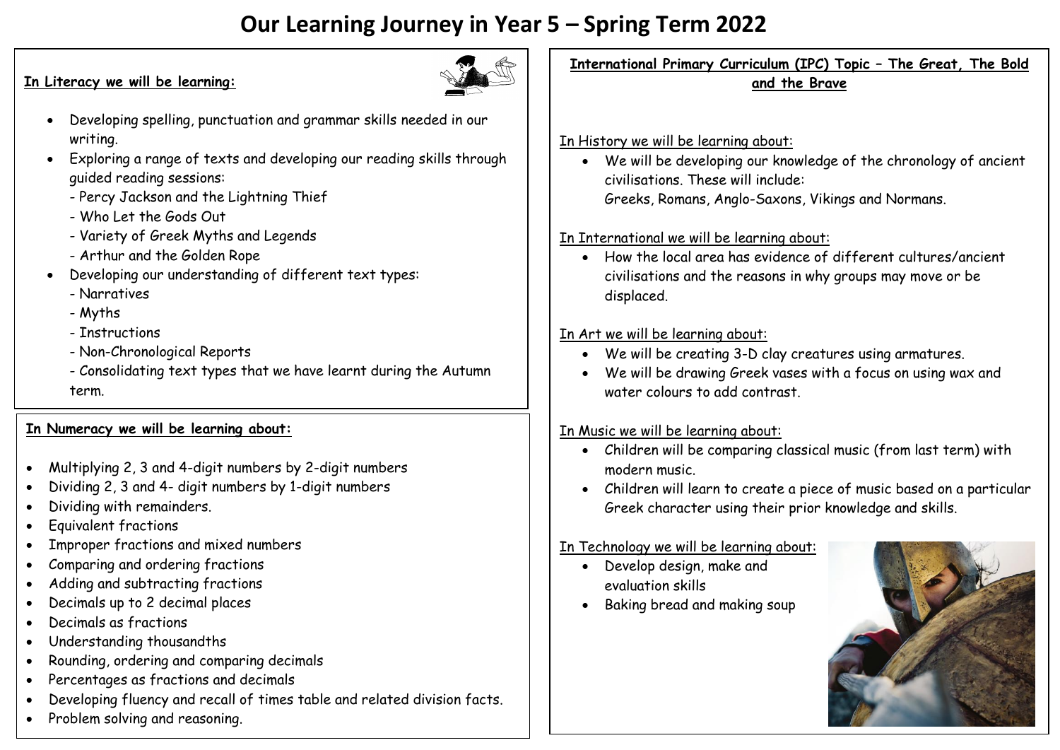# Our Learning Journey in Year 5 – Spring Term 2022

## In Literacy we will be learning:

- Developing spelling, punctuation and grammar skills needed in our writing.
- Exploring a range of texts and developing our reading skills through guided reading sessions:
  - Percy Jackson and the Lightning Thief
  - Who Let the Gods Out
  - Variety of Greek Myths and Legends
  - Arthur and the Golden Rope
- Developing our understanding of different text types:
  - Narratives
  - Myths
  - Instructions
  - Non-Chronological Reports
  - Consolidating text types that we have learnt during the Autumn term.

## In Numeracy we will be learning about:

- Multiplying 2, 3 and 4-digit numbers by 2-digit numbers
- Dividing 2, 3 and 4- digit numbers by 1-digit numbers
- Dividing with remainders.
- Equivalent fractions
- Improper fractions and mixed numbers
- Comparing and ordering fractions
- Adding and subtracting fractions
- Decimals up to 2 decimal places
- Decimals as fractions
- Understanding thousandths
- Rounding, ordering and comparing decimals
- Percentages as fractions and decimals
- Developing fluency and recall of times table and related division facts.
- Problem solving and reasoning.

## International Primary Curriculum (IPC) Topic – The Great, The Bold and the Brave

In History we will be learning about:

- We will be developing our knowledge of the chronology of ancient civilisations. These will include: Greeks, Romans, Anglo-Saxons, Vikings and Normans.

In International we will be learning about:

- How the local area has evidence of different cultures/ancient civilisations and the reasons in why groups may move or be displaced.

In Art we will be learning about:

- We will be creating 3-D clay creatures using armatures.
- We will be drawing Greek vases with a focus on using wax and water colours to add contrast.

In Music we will be learning about:

- Children will be comparing classical music (from last term) with modern music.
- Children will learn to create a piece of music based on a particular Greek character using their prior knowledge and skills.

In Technology we will be learning about:

- Develop design, make and evaluation skills
- Baking bread and making soup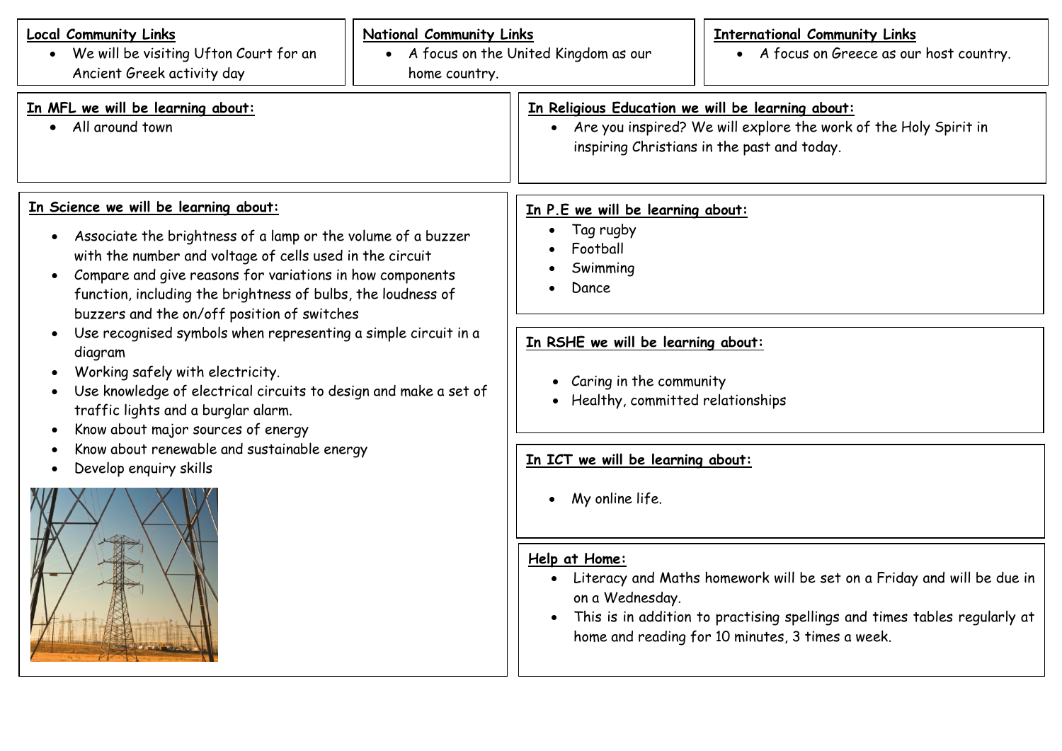**Local Community Links**

- We will be visiting Ufton Court for an Ancient Greek activity day

**National Community Links**

- A focus on the United Kingdom as our home country.

**International Community Links**

- A focus on Greece as our host country.

**In MFL we will be learning about:**

- All around town

**In Religious Education we will be learning about:**

- Are you inspired? We will explore the work of the Holy Spirit in inspiring Christians in the past and today.

**In Science we will be learning about:**

- Associate the brightness of a lamp or the volume of a buzzer with the number and voltage of cells used in the circuit
- Compare and give reasons for variations in how components function, including the brightness of bulbs, the loudness of buzzers and the on/off position of switches
- Use recognised symbols when representing a simple circuit in a diagram
- Working safely with electricity.
- Use knowledge of electrical circuits to design and make a set of traffic lights and a burglar alarm.
- Know about major sources of energy
- Know about renewable and sustainable energy
- Develop enquiry skills

**In P.E we will be learning about:**

- Tag rugby
- Football
- Swimming
- Dance

**In RSHE we will be learning about:**

- Caring in the community
- Healthy, committed relationships

**In ICT we will be learning about:**

- My online life.

**Help at Home:**

- Literacy and Maths homework will be set on a Friday and will be due in on a Wednesday.
- This is in addition to practising spellings and times tables regularly at home and reading for 10 minutes, 3 times a week.